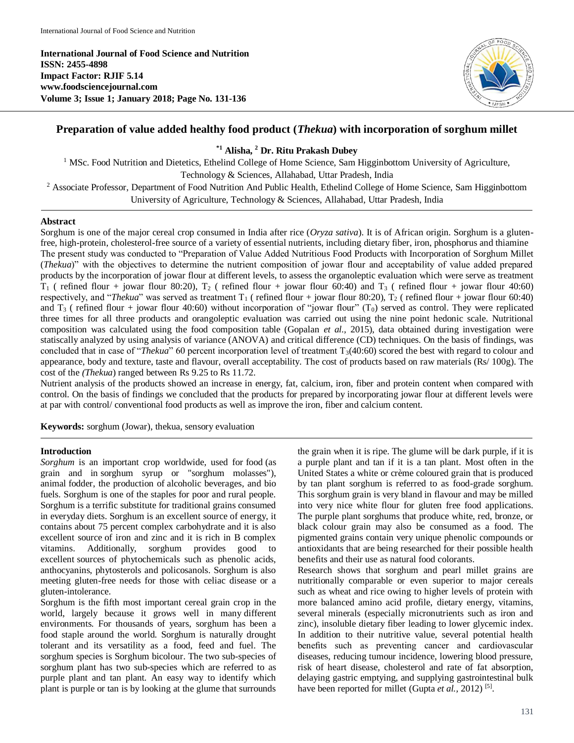**International Journal of Food Science and Nutrition**
**ISSN: 2455-4898**
**Impact Factor: RJIF 5.14**
**www.foodsciencejournal.com**
**Volume 3; Issue 1; January 2018; Page No. 131-136**

# Preparation of value added healthy food product (*Thekua*) with incorporation of sorghum millet

**[*1] Alisha, [2] Dr. Ritu Prakash Dubey**

[1] MSc. Food Nutrition and Dietetics, Ethelind College of Home Science, Sam Higginbottom University of Agriculture, Technology & Sciences, Allahabad, Uttar Pradesh, India

[2] Associate Professor, Department of Food Nutrition And Public Health, Ethelind College of Home Science, Sam Higginbottom University of Agriculture, Technology & Sciences, Allahabad, Uttar Pradesh, India

## Abstract

Sorghum is one of the major cereal crop consumed in India after rice (*Oryza sativa*). It is of African origin. Sorghum is a gluten-free, high-protein, cholesterol-free source of a variety of essential nutrients, including dietary fiber, iron, phosphorus and thiamine The present study was conducted to "Preparation of Value Added Nutritious Food Products with Incorporation of Sorghum Millet (*Thekua*)" with the objectives to determine the nutrient composition of jowar flour and acceptability of value added prepared products by the incorporation of jowar flour at different levels, to assess the organoleptic evaluation which were serve as treatment $T_1$ ( refined flour + jowar flour 80:20), $T_2$ ( refined flour + jowar flour 60:40) and $T_3$ ( refined flour + jowar flour 40:60) respectively, and "*Thekua*" was served as treatment $T_1$ ( refined flour + jowar flour 80:20), $T_2$ ( refined flour + jowar flour 60:40) and $T_3$ ( refined flour + jowar flour 40:60) without incorporation of "jowar flour" ($T_0$) served as control. They were replicated three times for all three products and orangoleptic evaluation was carried out using the nine point hedonic scale. Nutritional composition was calculated using the food composition table (Gopalan *et al.*, 2015), data obtained during investigation were statiscally analyzed by using analysis of variance (ANOVA) and critical difference (CD) techniques. On the basis of findings, was concluded that in case of "*Thekua*" 60 percent incorporation level of treatment $T_3$(40:60) scored the best with regard to colour and appearance, body and texture, taste and flavour, overall acceptability. The cost of products based on raw materials (Rs/ 100g). The cost of the *(Thekua)* ranged between Rs 9.25 to Rs 11.72.

Nutrient analysis of the products showed an increase in energy, fat, calcium, iron, fiber and protein content when compared with control. On the basis of findings we concluded that the products for prepared by incorporating jowar flour at different levels were at par with control/ conventional food products as well as improve the iron, fiber and calcium content.

**Keywords:** sorghum (Jowar), thekua, sensory evaluation

## Introduction

*Sorghum* is an important crop worldwide, used for food (as grain and in sorghum syrup or "sorghum molasses"), animal fodder, the production of alcoholic beverages, and bio fuels. Sorghum is one of the staples for poor and rural people. Sorghum is a terrific substitute for traditional grains consumed in everyday diets. Sorghum is an excellent source of energy, it contains about 75 percent complex carbohydrate and it is also excellent source of iron and zinc and it is rich in B complex vitamins. Additionally, sorghum provides good to excellent sources of phytochemicals such as phenolic acids, anthocyanins, phytosterols and policosanols. Sorghum is also meeting gluten-free needs for those with celiac disease or a gluten-intolerance.

Sorghum is the fifth most important cereal grain crop in the world, largely because it grows well in many different environments. For thousands of years, sorghum has been a food staple around the world. Sorghum is naturally drought tolerant and its versatility as a food, feed and fuel. The sorghum species is Sorghum bicolour. The two sub-species of sorghum plant has two sub-species which are referred to as purple plant and tan plant. An easy way to identify which plant is purple or tan is by looking at the glume that surrounds the grain when it is ripe. The glume will be dark purple, if it is a purple plant and tan if it is a tan plant. Most often in the United States a white or crème coloured grain that is produced by tan plant sorghum is referred to as food-grade sorghum. This sorghum grain is very bland in flavour and may be milled into very nice white flour for gluten free food applications. The purple plant sorghums that produce white, red, bronze, or black colour grain may also be consumed as a food. The pigmented grains contain very unique phenolic compounds or antioxidants that are being researched for their possible health benefits and their use as natural food colorants.

Research shows that sorghum and pearl millet grains are nutritionally comparable or even superior to major cereals such as wheat and rice owing to higher levels of protein with more balanced amino acid profile, dietary energy, vitamins, several minerals (especially micronutrients such as iron and zinc), insoluble dietary fiber leading to lower glycemic index. In addition to their nutritive value, several potential health benefits such as preventing cancer and cardiovascular diseases, reducing tumour incidence, lowering blood pressure, risk of heart disease, cholesterol and rate of fat absorption, delaying gastric emptying, and supplying gastrointestinal bulk have been reported for millet (Gupta *et al.*, 2012) [5].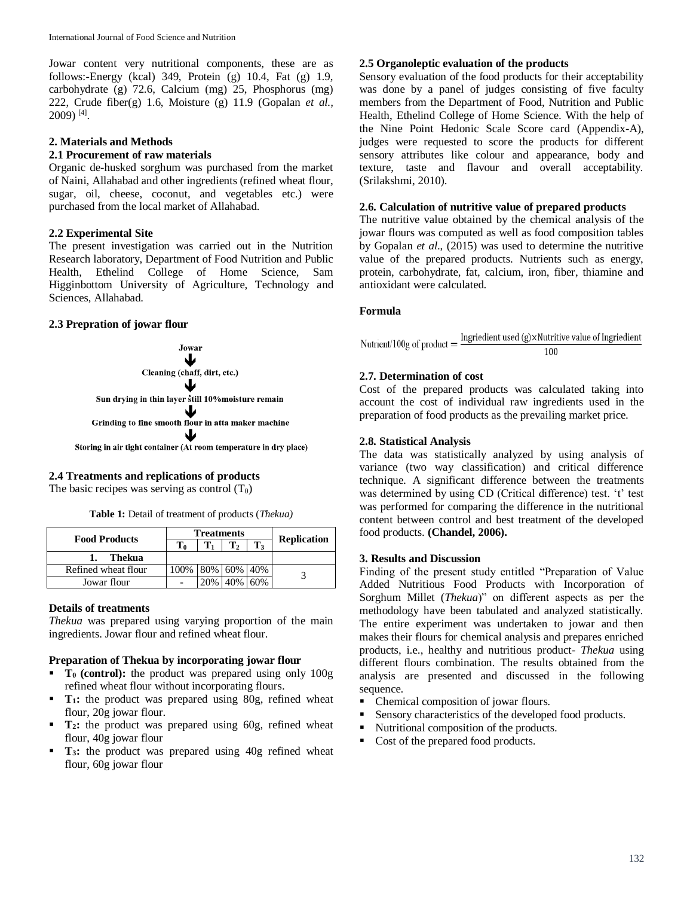Jowar content very nutritional components, these are as follows:-Energy (kcal) 349, Protein (g) 10.4, Fat (g) 1.9, carbohydrate (g) 72.6, Calcium (mg) 25, Phosphorus (mg) 222, Crude fiber(g) 1.6, Moisture (g) 11.9 (Gopalan *et al.*, 2009) [4].

## 2. Materials and Methods

### 2.1 Procurement of raw materials

Organic de-husked sorghum was purchased from the market of Naini, Allahabad and other ingredients (refined wheat flour, sugar, oil, cheese, coconut, and vegetables etc.) were purchased from the local market of Allahabad.

### 2.2 Experimental Site

The present investigation was carried out in the Nutrition Research laboratory, Department of Food Nutrition and Public Health, Ethelind College of Home Science, Sam Higginbottom University of Agriculture, Technology and Sciences, Allahabad.

### 2.3 Prepration of jowar flour

**Jowar**

↓

**Cleaning (chaff, dirt, etc.)**

↓

**Sun drying in thin layer still 10%moisture remain**

↓

**Grinding to fine smooth flour in atta maker machine**

↓

**Storing in air tight container (At room temperature in dry place)**

### 2.4 Treatments and replications of products

The basic recipes was serving as control ($T_0$)

**Table 1:** Detail of treatment of products (*Thekua)*

| Food Products | Treatments | | | | Replication |
|---|---|---|---|---|---|
| | $T_0$ | $T_1$ | $T_2$ | $T_3$ | |
| **1. Thekua** | | | | | |
| Refined wheat flour | 100% | 80% | 60% | 40% | 3 |
| Jowar flour | - | 20% | 40% | 60% | |

### Details of treatments

*Thekua* was prepared using varying proportion of the main ingredients. Jowar flour and refined wheat flour.

### Preparation of Thekua by incorporating jowar flour

- **$T_0$ (control):** the product was prepared using only 100g refined wheat flour without incorporating flours.
- **$T_1$:** the product was prepared using 80g, refined wheat flour, 20g jowar flour.
- **$T_2$:** the product was prepared using 60g, refined wheat flour, 40g jowar flour
- **$T_3$:** the product was prepared using 40g refined wheat flour, 60g jowar flour

### 2.5 Organoleptic evaluation of the products

Sensory evaluation of the food products for their acceptability was done by a panel of judges consisting of five faculty members from the Department of Food, Nutrition and Public Health, Ethelind College of Home Science. With the help of the Nine Point Hedonic Scale Score card (Appendix-A), judges were requested to score the products for different sensory attributes like colour and appearance, body and texture, taste and flavour and overall acceptability. (Srilakshmi, 2010).

### 2.6. Calculation of nutritive value of prepared products

The nutritive value obtained by the chemical analysis of the jowar flours was computed as well as food composition tables by Gopalan *et al*., (2015) was used to determine the nutritive value of the prepared products. Nutrients such as energy, protein, carbohydrate, fat, calcium, iron, fiber, thiamine and antioxidant were calculated.

**Formula**

$$\text{Nutrient/100g of product} = \frac{\text{Ingriedient used (g)} \times \text{Nutritive value of Ingriedient}}{100}$$

### 2.7. Determination of cost

Cost of the prepared products was calculated taking into account the cost of individual raw ingredients used in the preparation of food products as the prevailing market price.

### 2.8. Statistical Analysis

The data was statistically analyzed by using analysis of variance (two way classification) and critical difference technique. A significant difference between the treatments was determined by using CD (Critical difference) test. 't' test was performed for comparing the difference in the nutritional content between control and best treatment of the developed food products. **(Chandel, 2006).**

## 3. Results and Discussion

Finding of the present study entitled "Preparation of Value Added Nutritious Food Products with Incorporation of Sorghum Millet (*Thekua*)" on different aspects as per the methodology have been tabulated and analyzed statistically. The entire experiment was undertaken to jowar and then makes their flours for chemical analysis and prepares enriched products, i.e., healthy and nutritious product- *Thekua* using different flours combination. The results obtained from the analysis are presented and discussed in the following sequence.

- Chemical composition of jowar flours.
- Sensory characteristics of the developed food products.
- Nutritional composition of the products.
- Cost of the prepared food products.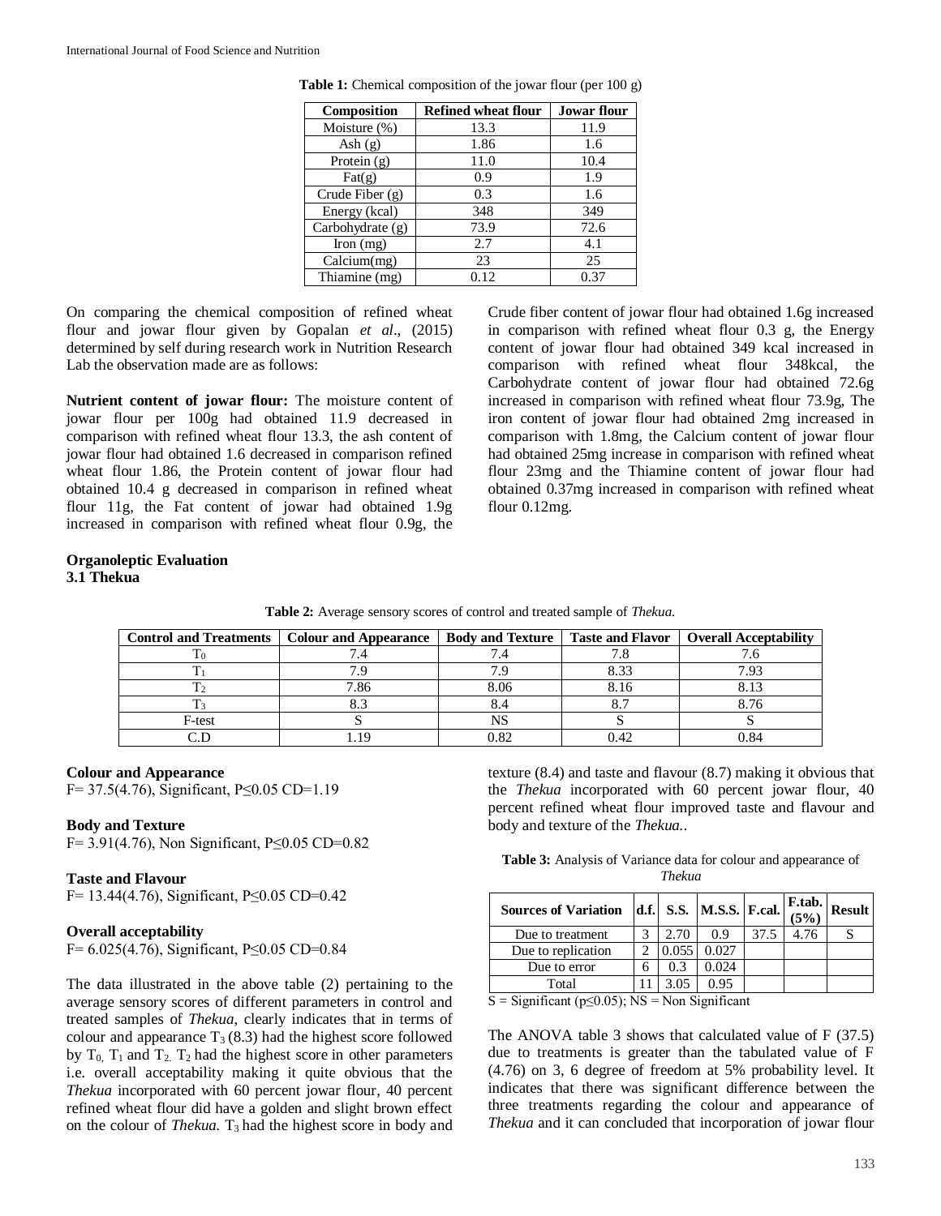**Table 1:** Chemical composition of the jowar flour (per 100 g)

| Composition | Refined wheat flour | Jowar flour |
|---|---|---|
| Moisture (%) | 13.3 | 11.9 |
| Ash (g) | 1.86 | 1.6 |
| Protein (g) | 11.0 | 10.4 |
| Fat(g) | 0.9 | 1.9 |
| Crude Fiber (g) | 0.3 | 1.6 |
| Energy (kcal) | 348 | 349 |
| Carbohydrate (g) | 73.9 | 72.6 |
| Iron (mg) | 2.7 | 4.1 |
| Calcium(mg) | 23 | 25 |
| Thiamine (mg) | 0.12 | 0.37 |

On comparing the chemical composition of refined wheat flour and jowar flour given by Gopalan *et al*., (2015) determined by self during research work in Nutrition Research Lab the observation made are as follows:

**Nutrient content of jowar flour:** The moisture content of jowar flour per 100g had obtained 11.9 decreased in comparison with refined wheat flour 13.3, the ash content of jowar flour had obtained 1.6 decreased in comparison refined wheat flour 1.86, the Protein content of jowar flour had obtained 10.4 g decreased in comparison in refined wheat flour 11g, the Fat content of jowar had obtained 1.9g increased in comparison with refined wheat flour 0.9g, the Crude fiber content of jowar flour had obtained 1.6g increased in comparison with refined wheat flour 0.3 g, the Energy content of jowar flour had obtained 349 kcal increased in comparison with refined wheat flour 348kcal, the Carbohydrate content of jowar flour had obtained 72.6g increased in comparison with refined wheat flour 73.9g, The iron content of jowar flour had obtained 2mg increased in comparison with 1.8mg, the Calcium content of jowar flour had obtained 25mg increase in comparison with refined wheat flour 23mg and the Thiamine content of jowar flour had obtained 0.37mg increased in comparison with refined wheat flour 0.12mg.

**Organoleptic Evaluation**

**3.1 Thekua**

**Table 2:** Average sensory scores of control and treated sample of *Thekua.*

| Control and Treatments | Colour and Appearance | Body and Texture | Taste and Flavor | Overall Acceptability |
|---|---|---|---|---|
| $T_0$ | 7.4 | 7.4 | 7.8 | 7.6 |
| $T_1$ | 7.9 | 7.9 | 8.33 | 7.93 |
| $T_2$ | 7.86 | 8.06 | 8.16 | 8.13 |
| $T_3$ | 8.3 | 8.4 | 8.7 | 8.76 |
| F-test | S | NS | S | S |
| C.D | 1.19 | 0.82 | 0.42 | 0.84 |

**Colour and Appearance**

F= 37.5(4.76), Significant, P≤0.05 CD=1.19

**Body and Texture**

F= 3.91(4.76), Non Significant, P≤0.05 CD=0.82

**Taste and Flavour**

F= 13.44(4.76), Significant, P≤0.05 CD=0.42

**Overall acceptability**

F= 6.025(4.76), Significant, P≤0.05 CD=0.84

The data illustrated in the above table (2) pertaining to the average sensory scores of different parameters in control and treated samples of *Thekua*, clearly indicates that in terms of colour and appearance $T_3$ (8.3) had the highest score followed by $T_0$, $T_1$ and $T_2$. $T_2$ had the highest score in other parameters i.e. overall acceptability making it quite obvious that the *Thekua* incorporated with 60 percent jowar flour, 40 percent refined wheat flour did have a golden and slight brown effect on the colour of *Thekua.* $T_3$ had the highest score in body and texture (8.4) and taste and flavour (8.7) making it obvious that the *Thekua* incorporated with 60 percent jowar flour, 40 percent refined wheat flour improved taste and flavour and body and texture of the *Thekua.*.

**Table 3:** Analysis of Variance data for colour and appearance of *Thekua*

| Sources of Variation | d.f. | S.S. | M.S.S. | F.cal. | F.tab. (5%) | Result |
|---|---|---|---|---|---|---|
| Due to treatment | 3 | 2.70 | 0.9 | 37.5 | 4.76 | S |
| Due to replication | 2 | 0.055 | 0.027 | | | |
| Due to error | 6 | 0.3 | 0.024 | | | |
| Total | 11 | 3.05 | 0.95 | | | |

S = Significant (p≤0.05); NS = Non Significant

The ANOVA table 3 shows that calculated value of F (37.5) due to treatments is greater than the tabulated value of F (4.76) on 3, 6 degree of freedom at 5% probability level. It indicates that there was significant difference between the three treatments regarding the colour and appearance of *Thekua* and it can concluded that incorporation of jowar flour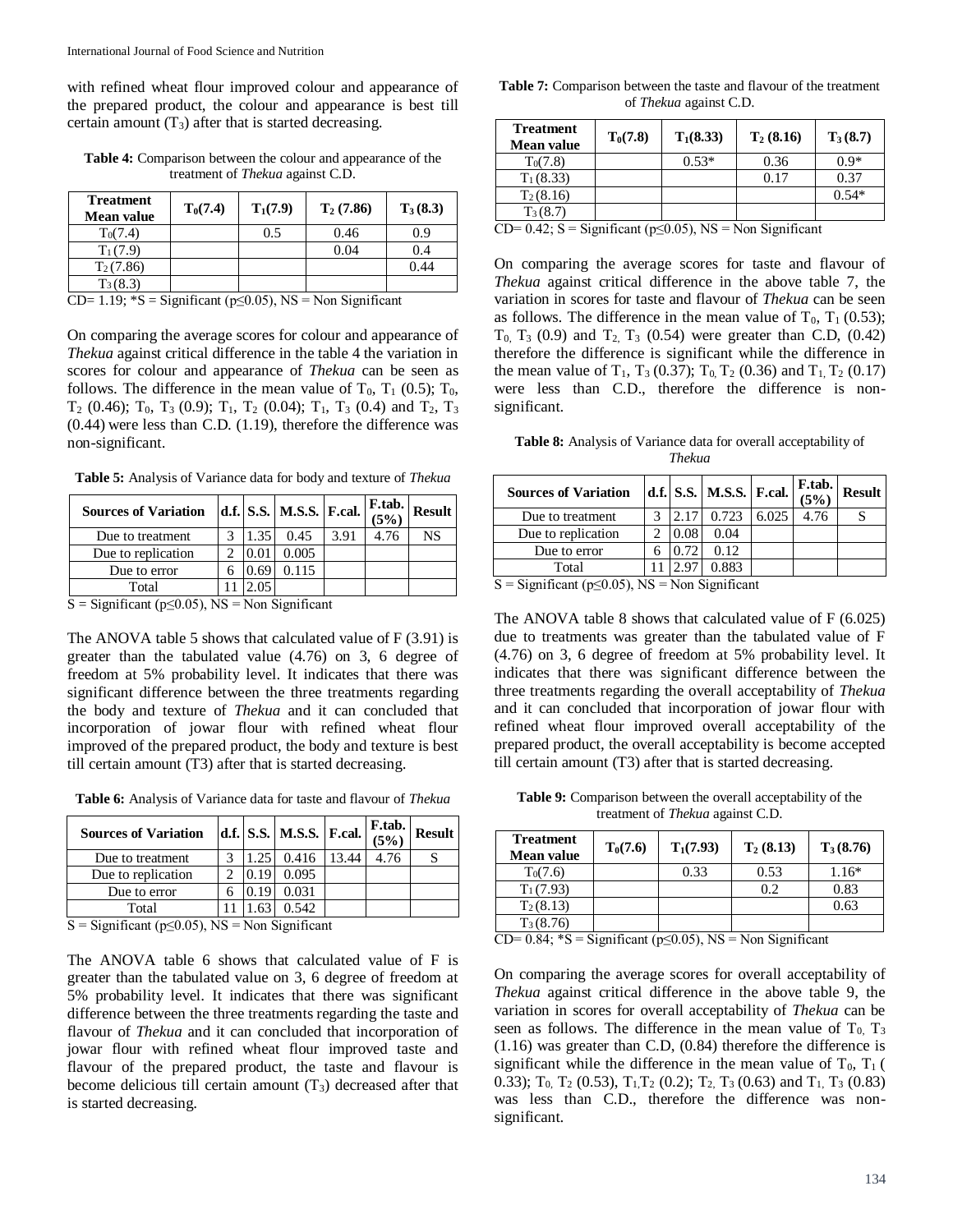with refined wheat flour improved colour and appearance of the prepared product, the colour and appearance is best till certain amount ($T_3$) after that is started decreasing.

**Table 4:** Comparison between the colour and appearance of the treatment of *Thekua* against C.D.

| Treatment Mean value | $T_0$(7.4) | $T_1$(7.9) | $T_2$ (7.86) | $T_3$ (8.3) |
|---|---|---|---|---|
| $T_0$(7.4) | | 0.5 | 0.46 | 0.9 |
| $T_1$(7.9) | | | 0.04 | 0.4 |
| $T_2$(7.86) | | | | 0.44 |
| $T_3$(8.3) | | | | |

CD= 1.19; *S = Significant ($p \leq 0.05$), NS = Non Significant

On comparing the average scores for colour and appearance of *Thekua* against critical difference in the table 4 the variation in scores for colour and appearance of *Thekua* can be seen as follows. The difference in the mean value of $T_0$, $T_1$ (0.5); $T_0$, $T_2$ (0.46); $T_0$, $T_3$ (0.9); $T_1$, $T_2$ (0.04); $T_1$, $T_3$ (0.4) and $T_2$, $T_3$ (0.44) were less than C.D. (1.19), therefore the difference was non-significant.

**Table 5:** Analysis of Variance data for body and texture of *Thekua*

| Sources of Variation | d.f. | S.S. | M.S.S. | F.cal. | F.tab. (5%) | Result |
|---|---|---|---|---|---|---|
| Due to treatment | 3 | 1.35 | 0.45 | 3.91 | 4.76 | NS |
| Due to replication | 2 | 0.01 | 0.005 | | | |
| Due to error | 6 | 0.69 | 0.115 | | | |
| Total | 11 | 2.05 | | | | |

S = Significant ($p \leq 0.05$), NS = Non Significant

The ANOVA table 5 shows that calculated value of F (3.91) is greater than the tabulated value (4.76) on 3, 6 degree of freedom at 5% probability level. It indicates that there was significant difference between the three treatments regarding the body and texture of *Thekua* and it can concluded that incorporation of jowar flour with refined wheat flour improved of the prepared product, the body and texture is best till certain amount (T3) after that is started decreasing.

**Table 6:** Analysis of Variance data for taste and flavour of *Thekua*

| Sources of Variation | d.f. | S.S. | M.S.S. | F.cal. | F.tab. (5%) | Result |
|---|---|---|---|---|---|---|
| Due to treatment | 3 | 1.25 | 0.416 | 13.44 | 4.76 | S |
| Due to replication | 2 | 0.19 | 0.095 | | | |
| Due to error | 6 | 0.19 | 0.031 | | | |
| Total | 11 | 1.63 | 0.542 | | | |

S = Significant ($p \leq 0.05$), NS = Non Significant

The ANOVA table 6 shows that calculated value of F is greater than the tabulated value on 3, 6 degree of freedom at 5% probability level. It indicates that there was significant difference between the three treatments regarding the taste and flavour of *Thekua* and it can concluded that incorporation of jowar flour with refined wheat flour improved taste and flavour of the prepared product, the taste and flavour is become delicious till certain amount ($T_3$) decreased after that is started decreasing.

**Table 7:** Comparison between the taste and flavour of the treatment of *Thekua* against C.D.

| Treatment Mean value | $T_0$(7.8) | $T_1$(8.33) | $T_2$ (8.16) | $T_3$ (8.7) |
|---|---|---|---|---|
| $T_0$(7.8) | | 0.53* | 0.36 | 0.9* |
| $T_1$(8.33) | | | 0.17 | 0.37 |
| $T_2$(8.16) | | | | 0.54* |
| $T_3$(8.7) | | | | |

CD= 0.42; S = Significant ($p \leq 0.05$), NS = Non Significant

On comparing the average scores for taste and flavour of *Thekua* against critical difference in the above table 7, the variation in scores for taste and flavour of *Thekua* can be seen as follows. The difference in the mean value of $T_0$, $T_1$ (0.53); $T_0$, $T_3$ (0.9) and $T_2$, $T_3$ (0.54) were greater than C.D, (0.42) therefore the difference is significant while the difference in the mean value of $T_1$, $T_3$ (0.37); $T_0$, $T_2$ (0.36) and $T_1$, $T_2$ (0.17) were less than C.D., therefore the difference is non-significant.

**Table 8:** Analysis of Variance data for overall acceptability of *Thekua*

| Sources of Variation | d.f. | S.S. | M.S.S. | F.cal. | F.tab. (5%) | Result |
|---|---|---|---|---|---|---|
| Due to treatment | 3 | 2.17 | 0.723 | 6.025 | 4.76 | S |
| Due to replication | 2 | 0.08 | 0.04 | | | |
| Due to error | 6 | 0.72 | 0.12 | | | |
| Total | 11 | 2.97 | 0.883 | | | |

S = Significant ($p \leq 0.05$), NS = Non Significant

The ANOVA table 8 shows that calculated value of F (6.025) due to treatments was greater than the tabulated value of F (4.76) on 3, 6 degree of freedom at 5% probability level. It indicates that there was significant difference between the three treatments regarding the overall acceptability of *Thekua* and it can concluded that incorporation of jowar flour with refined wheat flour improved overall acceptability of the prepared product, the overall acceptability is become accepted till certain amount (T3) after that is started decreasing.

**Table 9:** Comparison between the overall acceptability of the treatment of *Thekua* against C.D.

| Treatment Mean value | $T_0$(7.6) | $T_1$(7.93) | $T_2$ (8.13) | $T_3$ (8.76) |
|---|---|---|---|---|
| $T_0$(7.6) | | 0.33 | 0.53 | 1.16* |
| $T_1$(7.93) | | | 0.2 | 0.83 |
| $T_2$(8.13) | | | | 0.63 |
| $T_3$(8.76) | | | | |

CD= 0.84; *S = Significant ($p \leq 0.05$), NS = Non Significant

On comparing the average scores for overall acceptability of *Thekua* against critical difference in the above table 9, the variation in scores for overall acceptability of *Thekua* can be seen as follows. The difference in the mean value of $T_0$, $T_3$ (1.16) was greater than C.D, (0.84) therefore the difference is significant while the difference in the mean value of $T_0$, $T_1$ ( 0.33); $T_0$, $T_2$ (0.53), $T_1$,$T_2$ (0.2); $T_2$, $T_3$ (0.63) and $T_1$, $T_3$ (0.83) was less than C.D., therefore the difference was non-significant.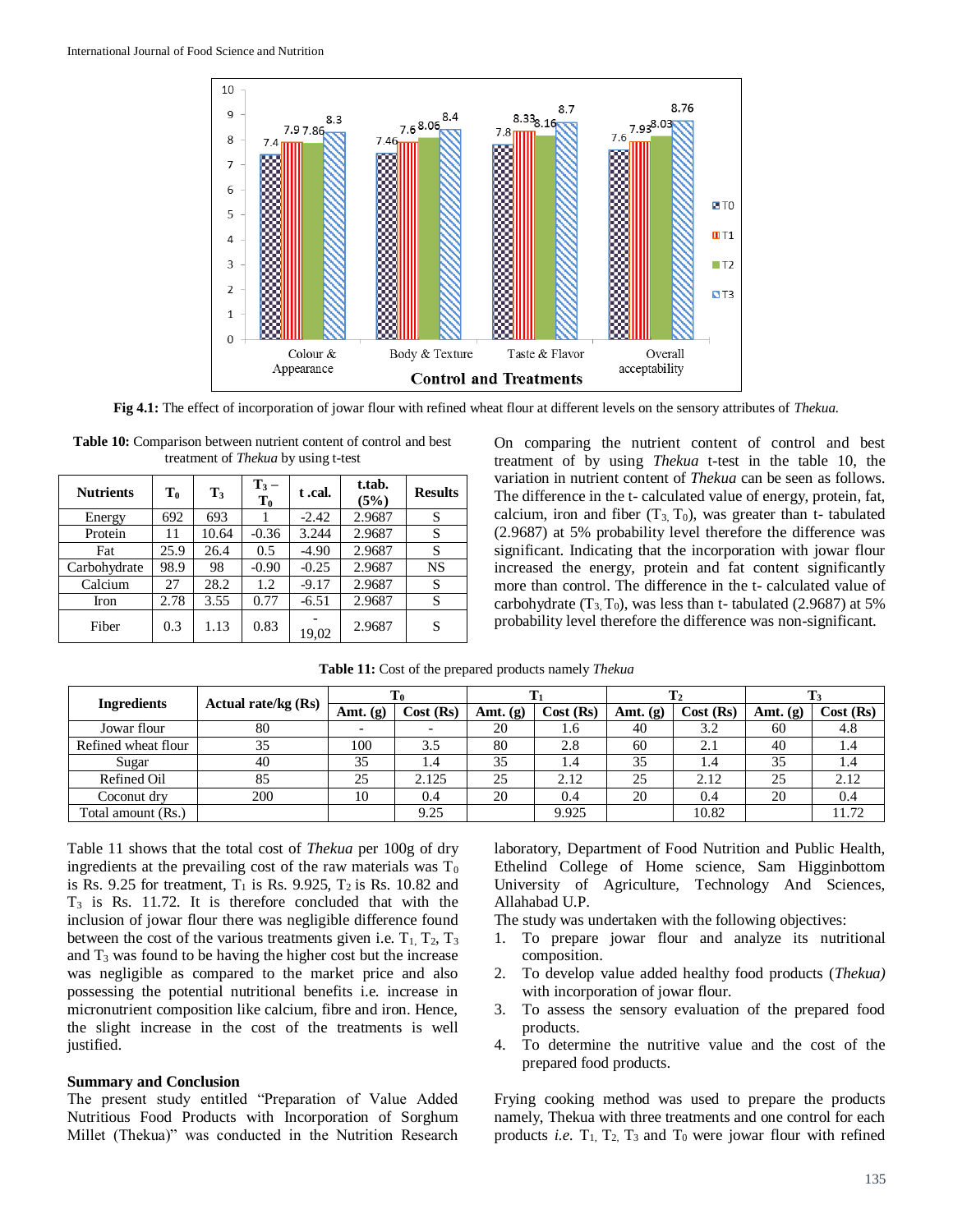Fig 4.1: The effect of incorporation of jowar flour with refined wheat flour at different levels on the sensory attributes of *Thekua.*

**Table 10:** Comparison between nutrient content of control and best treatment of *Thekua* by using t-test

| Nutrients | $T_0$ | $T_3$ | $T_3 - T_0$ | t .cal. | t.tab. (5%) | Results |
|---|---|---|---|---|---|---|
| Energy | 692 | 693 | 1 | -2.42 | 2.9687 | S |
| Protein | 11 | 10.64 | -0.36 | 3.244 | 2.9687 | S |
| Fat | 25.9 | 26.4 | 0.5 | -4.90 | 2.9687 | S |
| Carbohydrate | 98.9 | 98 | -0.90 | -0.25 | 2.9687 | NS |
| Calcium | 27 | 28.2 | 1.2 | -9.17 | 2.9687 | S |
| Iron | 2.78 | 3.55 | 0.77 | -6.51 | 2.9687 | S |
| Fiber | 0.3 | 1.13 | 0.83 | -19,02 | 2.9687 | S |

On comparing the nutrient content of control and best treatment of by using *Thekua* t-test in the table 10, the variation in nutrient content of *Thekua* can be seen as follows. The difference in the t- calculated value of energy, protein, fat, calcium, iron and fiber ($T_3$, $T_0$), was greater than t- tabulated (2.9687) at 5% probability level therefore the difference was significant. Indicating that the incorporation with jowar flour increased the energy, protein and fat content significantly more than control. The difference in the t- calculated value of carbohydrate ($T_3$, $T_0$), was less than t- tabulated (2.9687) at 5% probability level therefore the difference was non-significant.

**Table 11:** Cost of the prepared products namely *Thekua*

| Ingredients | Actual rate/kg (Rs) | $T_0$ | | $T_1$ | | $T_2$ | | $T_3$ | |
|---|---|---|---|---|---|---|---|---|---|
| | | Amt. (g) | Cost (Rs) | Amt. (g) | Cost (Rs) | Amt. (g) | Cost (Rs) | Amt. (g) | Cost (Rs) |
| Jowar flour | 80 | - | - | 20 | 1.6 | 40 | 3.2 | 60 | 4.8 |
| Refined wheat flour | 35 | 100 | 3.5 | 80 | 2.8 | 60 | 2.1 | 40 | 1.4 |
| Sugar | 40 | 35 | 1.4 | 35 | 1.4 | 35 | 1.4 | 35 | 1.4 |
| Refined Oil | 85 | 25 | 2.125 | 25 | 2.12 | 25 | 2.12 | 25 | 2.12 |
| Coconut dry | 200 | 10 | 0.4 | 20 | 0.4 | 20 | 0.4 | 20 | 0.4 |
| Total amount (Rs.) | | | 9.25 | | 9.925 | | 10.82 | | 11.72 |

Table 11 shows that the total cost of *Thekua* per 100g of dry ingredients at the prevailing cost of the raw materials was $T_0$ is Rs. 9.25 for treatment, $T_1$ is Rs. 9.925, $T_2$ is Rs. 10.82 and $T_3$ is Rs. 11.72. It is therefore concluded that with the inclusion of jowar flour there was negligible difference found between the cost of the various treatments given i.e. $T_1$, $T_2$, $T_3$ and $T_3$ was found to be having the higher cost but the increase was negligible as compared to the market price and also possessing the potential nutritional benefits i.e. increase in micronutrient composition like calcium, fibre and iron. Hence, the slight increase in the cost of the treatments is well justified.

### Summary and Conclusion

The present study entitled "Preparation of Value Added Nutritious Food Products with Incorporation of Sorghum Millet (Thekua)" was conducted in the Nutrition Research laboratory, Department of Food Nutrition and Public Health, Ethelind College of Home science, Sam Higginbottom University of Agriculture, Technology And Sciences, Allahabad U.P.

The study was undertaken with the following objectives:

1. To prepare jowar flour and analyze its nutritional composition.
2. To develop value added healthy food products (*Thekua)* with incorporation of jowar flour.
3. To assess the sensory evaluation of the prepared food products.
4. To determine the nutritive value and the cost of the prepared food products.

Frying cooking method was used to prepare the products namely, Thekua with three treatments and one control for each products *i.e.* $T_1$, $T_2$, $T_3$ and $T_0$ were jowar flour with refined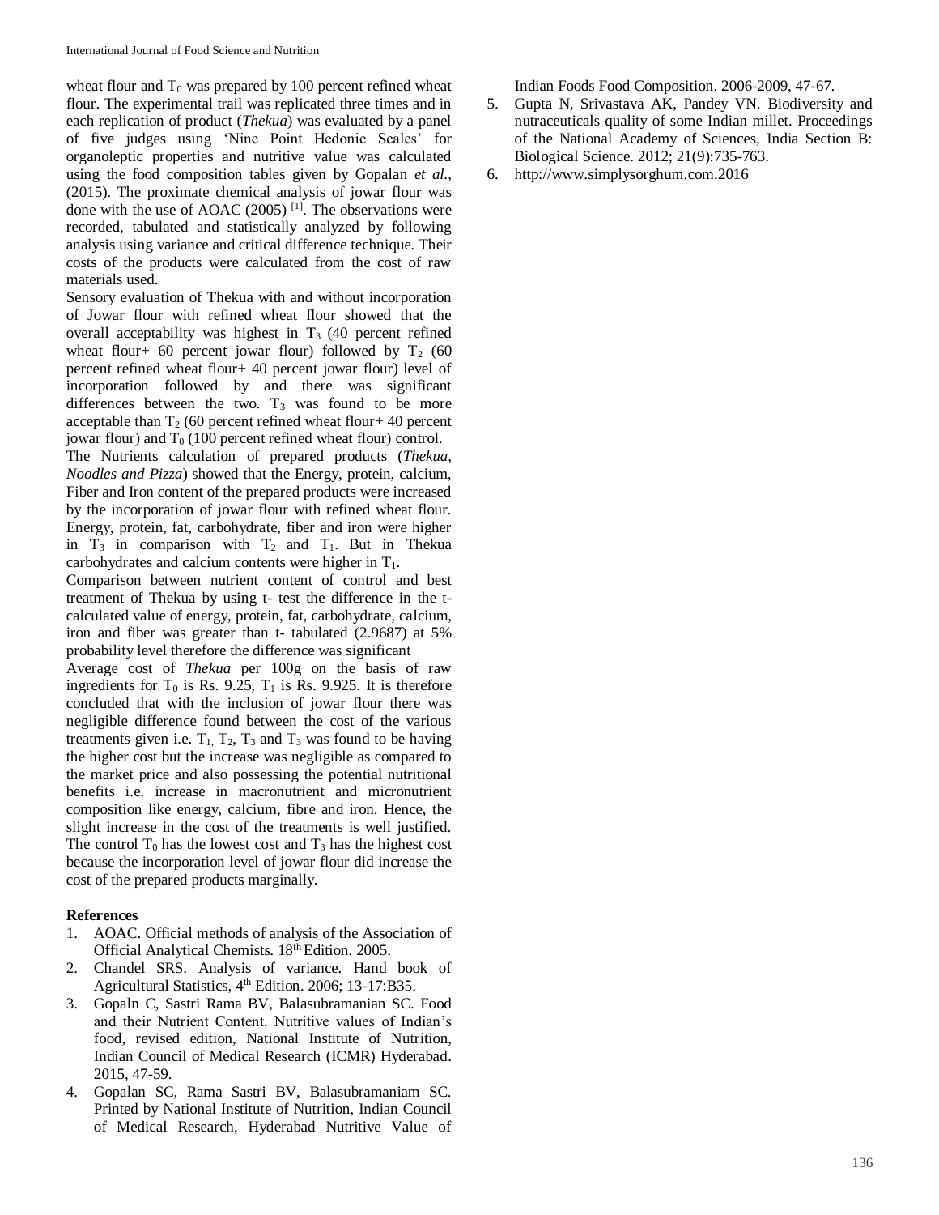wheat flour and $T_0$ was prepared by 100 percent refined wheat flour. The experimental trail was replicated three times and in each replication of product (*Thekua*) was evaluated by a panel of five judges using 'Nine Point Hedonic Scales' for organoleptic properties and nutritive value was calculated using the food composition tables given by Gopalan *et al.*, (2015). The proximate chemical analysis of jowar flour was done with the use of AOAC (2005) [1]. The observations were recorded, tabulated and statistically analyzed by following analysis using variance and critical difference technique. Their costs of the products were calculated from the cost of raw materials used.

Sensory evaluation of Thekua with and without incorporation of Jowar flour with refined wheat flour showed that the overall acceptability was highest in $T_3$ (40 percent refined wheat flour+ 60 percent jowar flour) followed by $T_2$ (60 percent refined wheat flour+ 40 percent jowar flour) level of incorporation followed by and there was significant differences between the two. $T_3$ was found to be more acceptable than $T_2$ (60 percent refined wheat flour+ 40 percent jowar flour) and $T_0$ (100 percent refined wheat flour) control.

The Nutrients calculation of prepared products (*Thekua, Noodles and Pizza*) showed that the Energy, protein, calcium, Fiber and Iron content of the prepared products were increased by the incorporation of jowar flour with refined wheat flour. Energy, protein, fat, carbohydrate, fiber and iron were higher in $T_3$ in comparison with $T_2$ and $T_1$. But in Thekua carbohydrates and calcium contents were higher in $T_1$.

Comparison between nutrient content of control and best treatment of Thekua by using t- test the difference in the t-calculated value of energy, protein, fat, carbohydrate, calcium, iron and fiber was greater than t- tabulated (2.9687) at 5% probability level therefore the difference was significant

Average cost of *Thekua* per 100g on the basis of raw ingredients for $T_0$ is Rs. 9.25, $T_1$ is Rs. 9.925. It is therefore concluded that with the inclusion of jowar flour there was negligible difference found between the cost of the various treatments given i.e. $T_1$, $T_2$, $T_3$ and $T_3$ was found to be having the higher cost but the increase was negligible as compared to the market price and also possessing the potential nutritional benefits i.e. increase in macronutrient and micronutrient composition like energy, calcium, fibre and iron. Hence, the slight increase in the cost of the treatments is well justified. The control $T_0$ has the lowest cost and $T_3$ has the highest cost because the incorporation level of jowar flour did increase the cost of the prepared products marginally.

## References

1. AOAC. Official methods of analysis of the Association of Official Analytical Chemists. 18th Edition. 2005.
2. Chandel SRS. Analysis of variance. Hand book of Agricultural Statistics, 4th Edition. 2006; 13-17:B35.
3. Gopaln C, Sastri Rama BV, Balasubramanian SC. Food and their Nutrient Content. Nutritive values of Indian's food, revised edition, National Institute of Nutrition, Indian Council of Medical Research (ICMR) Hyderabad. 2015, 47-59.
4. Gopalan SC, Rama Sastri BV, Balasubramaniam SC. Printed by National Institute of Nutrition, Indian Council of Medical Research, Hyderabad Nutritive Value of Indian Foods Food Composition. 2006-2009, 47-67.
5. Gupta N, Srivastava AK, Pandey VN. Biodiversity and nutraceuticals quality of some Indian millet. Proceedings of the National Academy of Sciences, India Section B: Biological Science. 2012; 21(9):735-763.
6. http://www.simplysorghum.com.2016